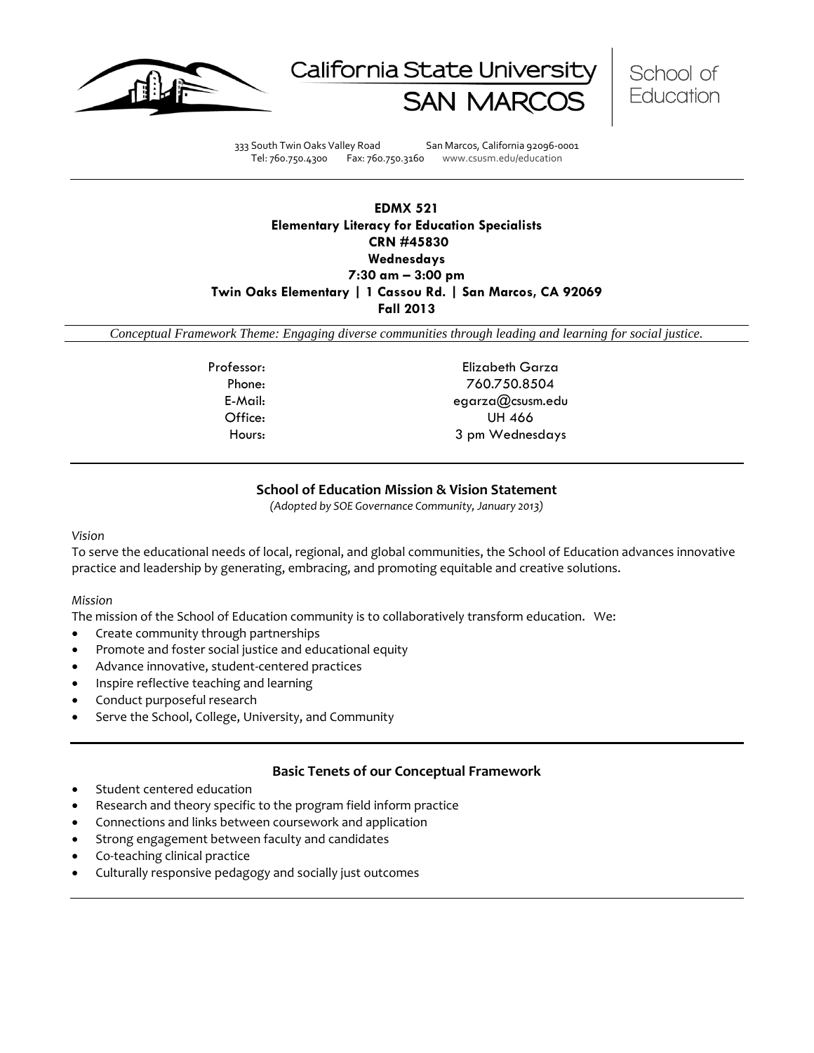California State University SAN MARCOS | School of Education

333 South Twin Oaks Valley Road San Marcos, California 92096-0001
Tel: 760.750.4300 Fax: 760.750.3160 www.csusm.edu/education

---

**EDMX 521**
**Elementary Literacy for Education Specialists**
**CRN #45830**
**Wednesdays**
**7:30 am – 3:00 pm**
**Twin Oaks Elementary | 1 Cassou Rd. | San Marcos, CA 92069**
**Fall 2013**

*Conceptual Framework Theme: Engaging diverse communities through leading and learning for social justice.*

| | |
|---|---|
| Professor: | Elizabeth Garza |
| Phone: | 760.750.8504 |
| E-Mail: | egarza@csusm.edu |
| Office: | UH 466 |
| Hours: | 3 pm Wednesdays |

---

## School of Education Mission & Vision Statement

*(Adopted by SOE Governance Community, January 2013)*

*Vision*

To serve the educational needs of local, regional, and global communities, the School of Education advances innovative practice and leadership by generating, embracing, and promoting equitable and creative solutions.

*Mission*

The mission of the School of Education community is to collaboratively transform education. We:

- Create community through partnerships
- Promote and foster social justice and educational equity
- Advance innovative, student-centered practices
- Inspire reflective teaching and learning
- Conduct purposeful research
- Serve the School, College, University, and Community

---

## Basic Tenets of our Conceptual Framework

- Student centered education
- Research and theory specific to the program field inform practice
- Connections and links between coursework and application
- Strong engagement between faculty and candidates
- Co-teaching clinical practice
- Culturally responsive pedagogy and socially just outcomes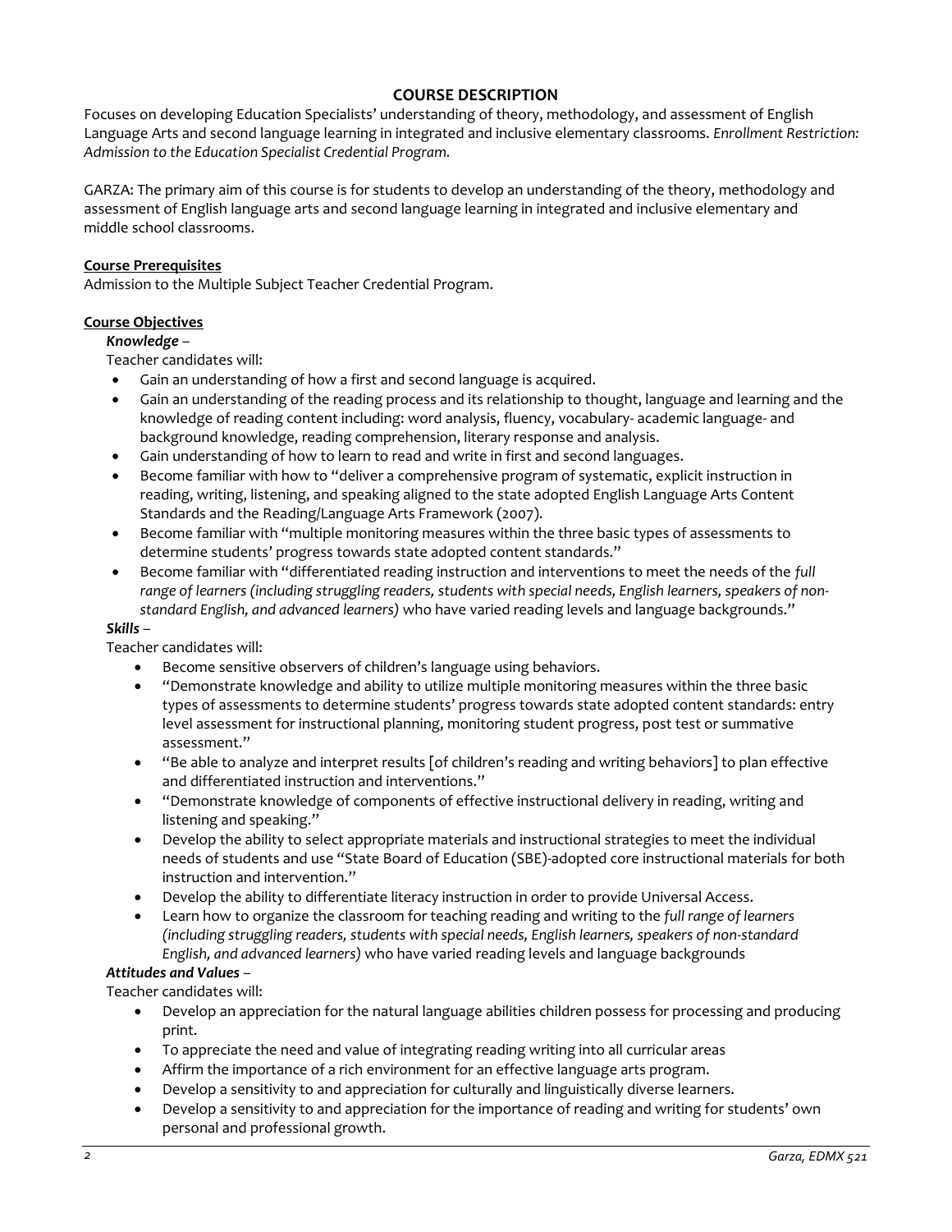## COURSE DESCRIPTION

Focuses on developing Education Specialists' understanding of theory, methodology, and assessment of English Language Arts and second language learning in integrated and inclusive elementary classrooms. *Enrollment Restriction: Admission to the Education Specialist Credential Program.*

GARZA: The primary aim of this course is for students to develop an understanding of the theory, methodology and assessment of English language arts and second language learning in integrated and inclusive elementary and middle school classrooms.

**Course Prerequisites**

Admission to the Multiple Subject Teacher Credential Program.

**Course Objectives**

***Knowledge*** –

Teacher candidates will:

- Gain an understanding of how a first and second language is acquired.
- Gain an understanding of the reading process and its relationship to thought, language and learning and the knowledge of reading content including: word analysis, fluency, vocabulary- academic language- and background knowledge, reading comprehension, literary response and analysis.
- Gain understanding of how to learn to read and write in first and second languages.
- Become familiar with how to "deliver a comprehensive program of systematic, explicit instruction in reading, writing, listening, and speaking aligned to the state adopted English Language Arts Content Standards and the Reading/Language Arts Framework (2007).
- Become familiar with "multiple monitoring measures within the three basic types of assessments to determine students' progress towards state adopted content standards."
- Become familiar with "differentiated reading instruction and interventions to meet the needs of the *full range of learners (including struggling readers, students with special needs, English learners, speakers of non-standard English, and advanced learners)* who have varied reading levels and language backgrounds."

***Skills*** –

Teacher candidates will:

- Become sensitive observers of children's language using behaviors.
- "Demonstrate knowledge and ability to utilize multiple monitoring measures within the three basic types of assessments to determine students' progress towards state adopted content standards: entry level assessment for instructional planning, monitoring student progress, post test or summative assessment."
- "Be able to analyze and interpret results [of children's reading and writing behaviors] to plan effective and differentiated instruction and interventions."
- "Demonstrate knowledge of components of effective instructional delivery in reading, writing and listening and speaking."
- Develop the ability to select appropriate materials and instructional strategies to meet the individual needs of students and use "State Board of Education (SBE)-adopted core instructional materials for both instruction and intervention."
- Develop the ability to differentiate literacy instruction in order to provide Universal Access.
- Learn how to organize the classroom for teaching reading and writing to the *full range of learners (including struggling readers, students with special needs, English learners, speakers of non-standard English, and advanced learners)* who have varied reading levels and language backgrounds

***Attitudes and Values*** –

Teacher candidates will:

- Develop an appreciation for the natural language abilities children possess for processing and producing print.
- To appreciate the need and value of integrating reading writing into all curricular areas
- Affirm the importance of a rich environment for an effective language arts program.
- Develop a sensitivity to and appreciation for culturally and linguistically diverse learners.
- Develop a sensitivity to and appreciation for the importance of reading and writing for students' own personal and professional growth.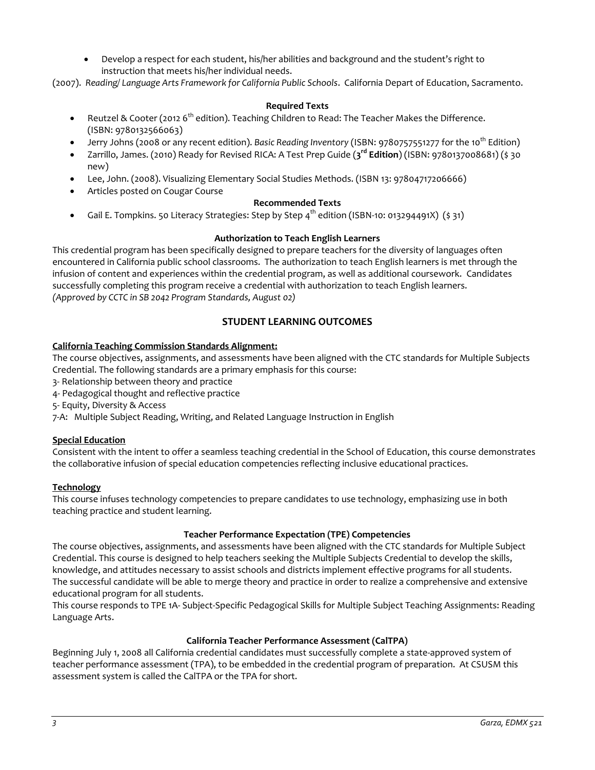- Develop a respect for each student, his/her abilities and background and the student's right to instruction that meets his/her individual needs.

(2007). *Reading/ Language Arts Framework for California Public Schools*. California Depart of Education, Sacramento.

**Required Texts**

- Reutzel & Cooter (2012 6th edition). Teaching Children to Read: The Teacher Makes the Difference. (ISBN: 9780132566063)
- Jerry Johns (2008 or any recent edition). *Basic Reading Inventory* (ISBN: 9780757551277 for the 10th Edition)
- Zarrillo, James. (2010) Ready for Revised RICA: A Test Prep Guide (**3rd Edition**) (ISBN: 9780137008681) ($ 30 new)
- Lee, John. (2008). Visualizing Elementary Social Studies Methods. (ISBN 13: 97804717206666)
- Articles posted on Cougar Course

**Recommended Texts**

- Gail E. Tompkins. 50 Literacy Strategies: Step by Step 4th edition (ISBN-10: 013294491X) ($ 31)

**Authorization to Teach English Learners**

This credential program has been specifically designed to prepare teachers for the diversity of languages often encountered in California public school classrooms. The authorization to teach English learners is met through the infusion of content and experiences within the credential program, as well as additional coursework. Candidates successfully completing this program receive a credential with authorization to teach English learners.
*(Approved by CCTC in SB 2042 Program Standards, August 02)*

## STUDENT LEARNING OUTCOMES

**California Teaching Commission Standards Alignment:**

The course objectives, assignments, and assessments have been aligned with the CTC standards for Multiple Subjects Credential. The following standards are a primary emphasis for this course:

3- Relationship between theory and practice
4- Pedagogical thought and reflective practice
5- Equity, Diversity & Access
7-A: Multiple Subject Reading, Writing, and Related Language Instruction in English

**Special Education**

Consistent with the intent to offer a seamless teaching credential in the School of Education, this course demonstrates the collaborative infusion of special education competencies reflecting inclusive educational practices.

**Technology**

This course infuses technology competencies to prepare candidates to use technology, emphasizing use in both teaching practice and student learning.

**Teacher Performance Expectation (TPE) Competencies**

The course objectives, assignments, and assessments have been aligned with the CTC standards for Multiple Subject Credential. This course is designed to help teachers seeking the Multiple Subjects Credential to develop the skills, knowledge, and attitudes necessary to assist schools and districts implement effective programs for all students. The successful candidate will be able to merge theory and practice in order to realize a comprehensive and extensive educational program for all students.
This course responds to TPE 1A- Subject-Specific Pedagogical Skills for Multiple Subject Teaching Assignments: Reading Language Arts.

**California Teacher Performance Assessment (CalTPA)**

Beginning July 1, 2008 all California credential candidates must successfully complete a state-approved system of teacher performance assessment (TPA), to be embedded in the credential program of preparation. At CSUSM this assessment system is called the CalTPA or the TPA for short.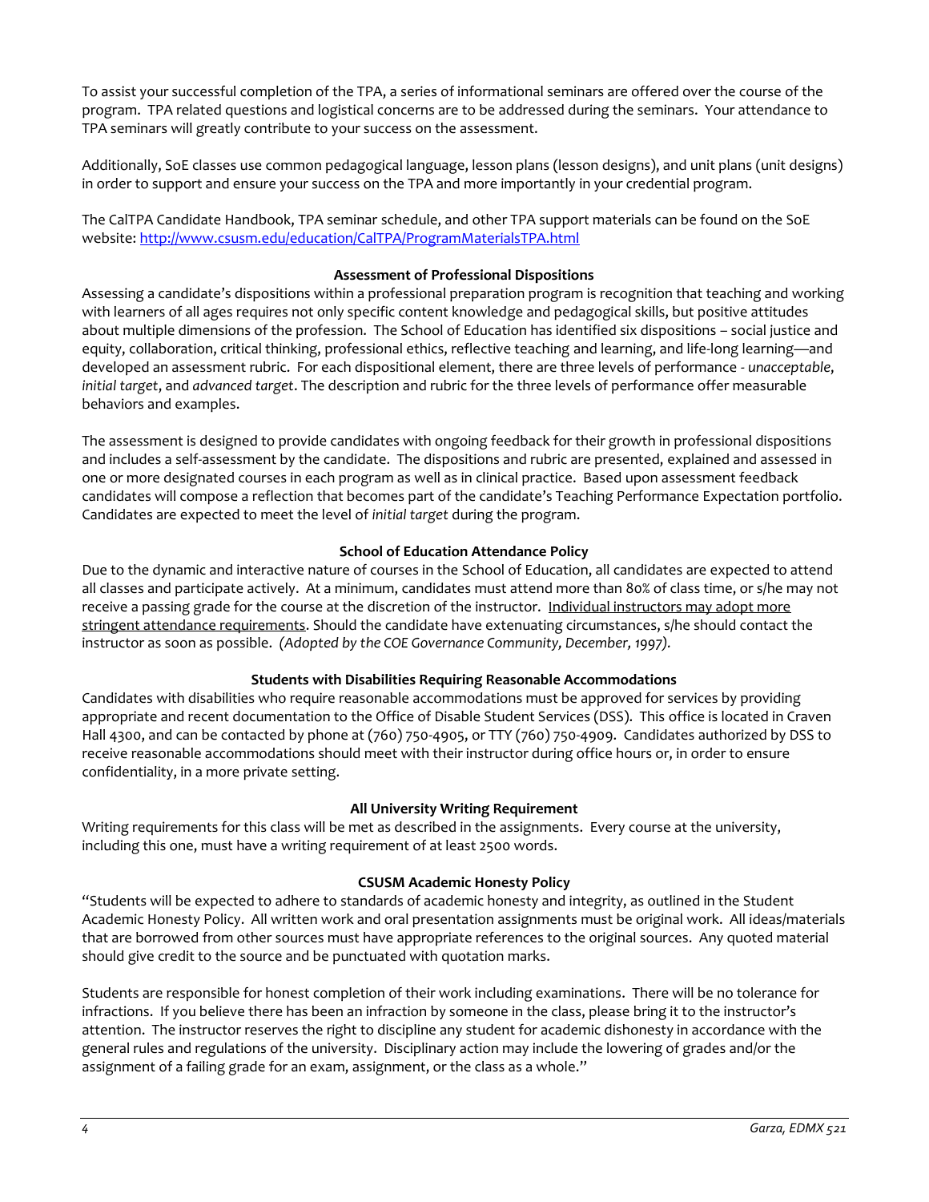To assist your successful completion of the TPA, a series of informational seminars are offered over the course of the program. TPA related questions and logistical concerns are to be addressed during the seminars. Your attendance to TPA seminars will greatly contribute to your success on the assessment.

Additionally, SoE classes use common pedagogical language, lesson plans (lesson designs), and unit plans (unit designs) in order to support and ensure your success on the TPA and more importantly in your credential program.

The CalTPA Candidate Handbook, TPA seminar schedule, and other TPA support materials can be found on the SoE website: [http://www.csusm.edu/education/CalTPA/ProgramMaterialsTPA.html](http://www.csusm.edu/education/CalTPA/ProgramMaterialsTPA.html)

### Assessment of Professional Dispositions

Assessing a candidate's dispositions within a professional preparation program is recognition that teaching and working with learners of all ages requires not only specific content knowledge and pedagogical skills, but positive attitudes about multiple dimensions of the profession. The School of Education has identified six dispositions – social justice and equity, collaboration, critical thinking, professional ethics, reflective teaching and learning, and life-long learning—and developed an assessment rubric. For each dispositional element, there are three levels of performance - *unacceptable*, *initial target*, and *advanced target*. The description and rubric for the three levels of performance offer measurable behaviors and examples.

The assessment is designed to provide candidates with ongoing feedback for their growth in professional dispositions and includes a self-assessment by the candidate. The dispositions and rubric are presented, explained and assessed in one or more designated courses in each program as well as in clinical practice. Based upon assessment feedback candidates will compose a reflection that becomes part of the candidate's Teaching Performance Expectation portfolio. Candidates are expected to meet the level of *initial target* during the program.

### School of Education Attendance Policy

Due to the dynamic and interactive nature of courses in the School of Education, all candidates are expected to attend all classes and participate actively. At a minimum, candidates must attend more than 80% of class time, or s/he may not receive a passing grade for the course at the discretion of the instructor. <u>Individual instructors may adopt more stringent attendance requirements</u>. Should the candidate have extenuating circumstances, s/he should contact the instructor as soon as possible. *(Adopted by the COE Governance Community, December, 1997).*

### Students with Disabilities Requiring Reasonable Accommodations

Candidates with disabilities who require reasonable accommodations must be approved for services by providing appropriate and recent documentation to the Office of Disable Student Services (DSS). This office is located in Craven Hall 4300, and can be contacted by phone at (760) 750-4905, or TTY (760) 750-4909. Candidates authorized by DSS to receive reasonable accommodations should meet with their instructor during office hours or, in order to ensure confidentiality, in a more private setting.

### All University Writing Requirement

Writing requirements for this class will be met as described in the assignments. Every course at the university, including this one, must have a writing requirement of at least 2500 words.

### CSUSM Academic Honesty Policy

"Students will be expected to adhere to standards of academic honesty and integrity, as outlined in the Student Academic Honesty Policy. All written work and oral presentation assignments must be original work. All ideas/materials that are borrowed from other sources must have appropriate references to the original sources. Any quoted material should give credit to the source and be punctuated with quotation marks.

Students are responsible for honest completion of their work including examinations. There will be no tolerance for infractions. If you believe there has been an infraction by someone in the class, please bring it to the instructor's attention. The instructor reserves the right to discipline any student for academic dishonesty in accordance with the general rules and regulations of the university. Disciplinary action may include the lowering of grades and/or the assignment of a failing grade for an exam, assignment, or the class as a whole."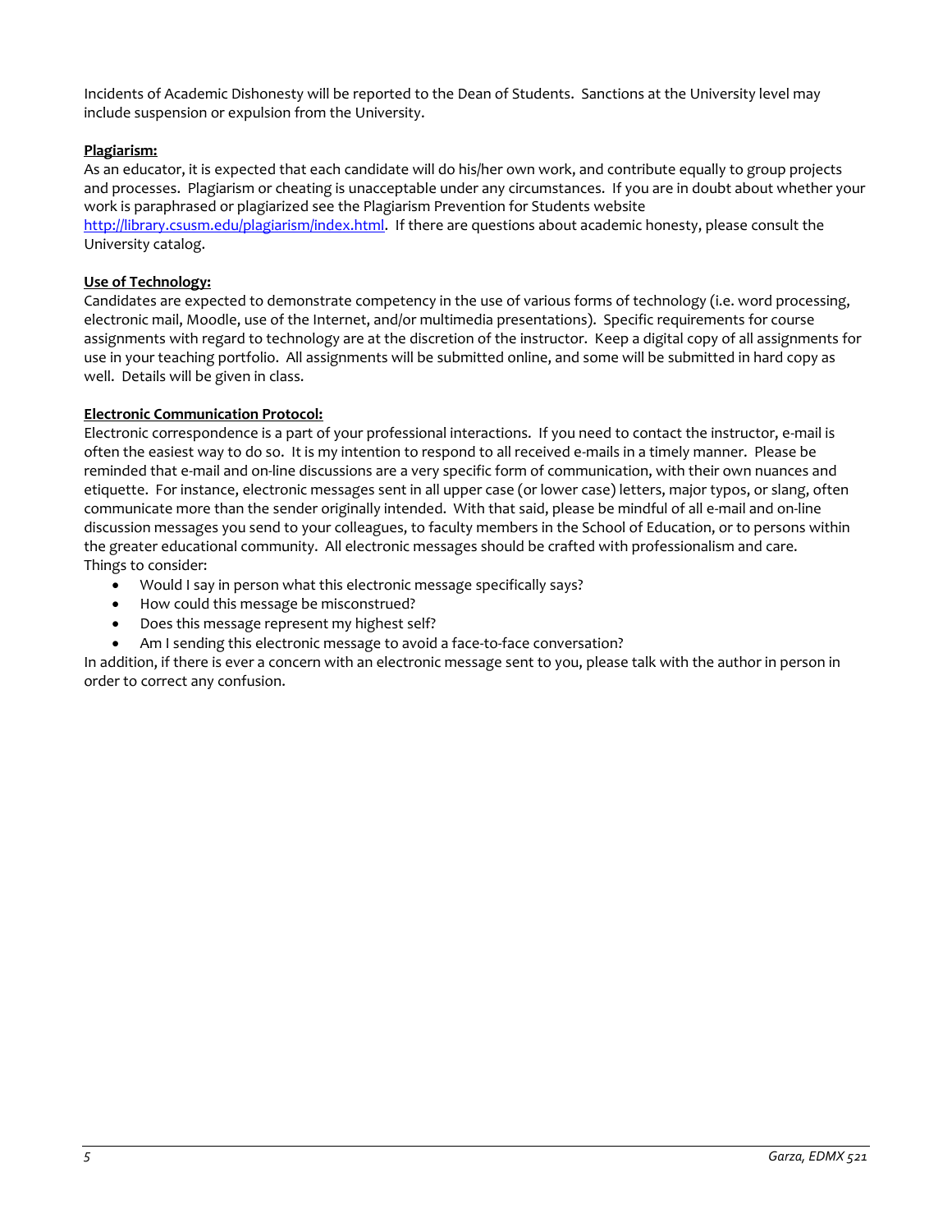Incidents of Academic Dishonesty will be reported to the Dean of Students. Sanctions at the University level may include suspension or expulsion from the University.

**Plagiarism:**

As an educator, it is expected that each candidate will do his/her own work, and contribute equally to group projects and processes. Plagiarism or cheating is unacceptable under any circumstances. If you are in doubt about whether your work is paraphrased or plagiarized see the Plagiarism Prevention for Students website http://library.csusm.edu/plagiarism/index.html. If there are questions about academic honesty, please consult the University catalog.

**Use of Technology:**

Candidates are expected to demonstrate competency in the use of various forms of technology (i.e. word processing, electronic mail, Moodle, use of the Internet, and/or multimedia presentations). Specific requirements for course assignments with regard to technology are at the discretion of the instructor. Keep a digital copy of all assignments for use in your teaching portfolio. All assignments will be submitted online, and some will be submitted in hard copy as well. Details will be given in class.

**Electronic Communication Protocol:**

Electronic correspondence is a part of your professional interactions. If you need to contact the instructor, e-mail is often the easiest way to do so. It is my intention to respond to all received e-mails in a timely manner. Please be reminded that e-mail and on-line discussions are a very specific form of communication, with their own nuances and etiquette. For instance, electronic messages sent in all upper case (or lower case) letters, major typos, or slang, often communicate more than the sender originally intended. With that said, please be mindful of all e-mail and on-line discussion messages you send to your colleagues, to faculty members in the School of Education, or to persons within the greater educational community. All electronic messages should be crafted with professionalism and care.
Things to consider:

- Would I say in person what this electronic message specifically says?
- How could this message be misconstrued?
- Does this message represent my highest self?
- Am I sending this electronic message to avoid a face-to-face conversation?

In addition, if there is ever a concern with an electronic message sent to you, please talk with the author in person in order to correct any confusion.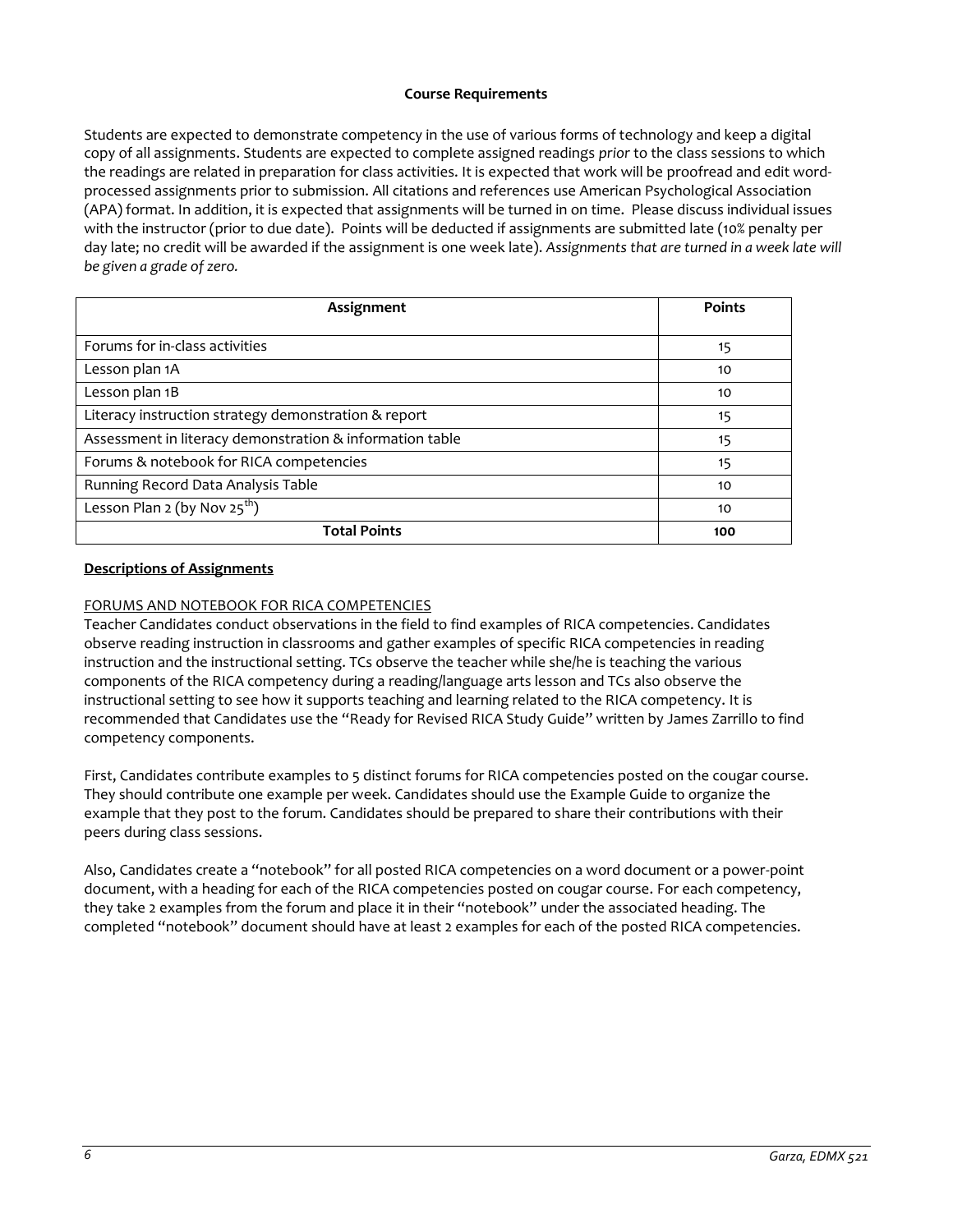## Course Requirements

Students are expected to demonstrate competency in the use of various forms of technology and keep a digital copy of all assignments. Students are expected to complete assigned readings *prior* to the class sessions to which the readings are related in preparation for class activities. It is expected that work will be proofread and edit word-processed assignments prior to submission. All citations and references use American Psychological Association (APA) format. In addition, it is expected that assignments will be turned in on time. Please discuss individual issues with the instructor (prior to due date). Points will be deducted if assignments are submitted late (10% penalty per day late; no credit will be awarded if the assignment is one week late). *Assignments that are turned in a week late will be given a grade of zero.*

| Assignment | Points |
|---|---|
| Forums for in-class activities | 15 |
| Lesson plan 1A | 10 |
| Lesson plan 1B | 10 |
| Literacy instruction strategy demonstration & report | 15 |
| Assessment in literacy demonstration & information table | 15 |
| Forums & notebook for RICA competencies | 15 |
| Running Record Data Analysis Table | 10 |
| Lesson Plan 2 (by Nov 25th) | 10 |
| **Total Points** | **100** |

### Descriptions of Assignments

FORUMS AND NOTEBOOK FOR RICA COMPETENCIES

Teacher Candidates conduct observations in the field to find examples of RICA competencies. Candidates observe reading instruction in classrooms and gather examples of specific RICA competencies in reading instruction and the instructional setting. TCs observe the teacher while she/he is teaching the various components of the RICA competency during a reading/language arts lesson and TCs also observe the instructional setting to see how it supports teaching and learning related to the RICA competency. It is recommended that Candidates use the "Ready for Revised RICA Study Guide" written by James Zarrillo to find competency components.

First, Candidates contribute examples to 5 distinct forums for RICA competencies posted on the cougar course. They should contribute one example per week. Candidates should use the Example Guide to organize the example that they post to the forum. Candidates should be prepared to share their contributions with their peers during class sessions.

Also, Candidates create a "notebook" for all posted RICA competencies on a word document or a power-point document, with a heading for each of the RICA competencies posted on cougar course. For each competency, they take 2 examples from the forum and place it in their "notebook" under the associated heading. The completed "notebook" document should have at least 2 examples for each of the posted RICA competencies.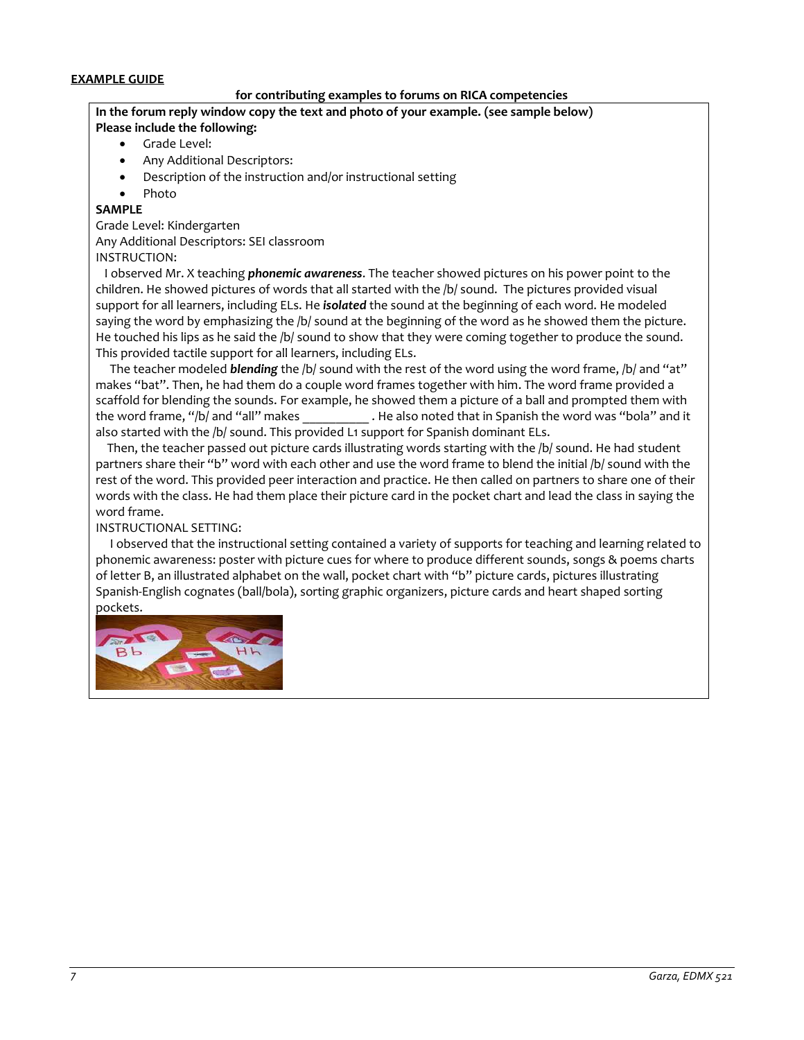**EXAMPLE GUIDE**

**for contributing examples to forums on RICA competencies**

**In the forum reply window copy the text and photo of your example. (see sample below)**
**Please include the following:**

- Grade Level:
- Any Additional Descriptors:
- Description of the instruction and/or instructional setting
- Photo

**SAMPLE**

Grade Level: Kindergarten
Any Additional Descriptors: SEI classroom
INSTRUCTION:

I observed Mr. X teaching ***phonemic awareness***. The teacher showed pictures on his power point to the children. He showed pictures of words that all started with the /b/ sound. The pictures provided visual support for all learners, including ELs. He ***isolated*** the sound at the beginning of each word. He modeled saying the word by emphasizing the /b/ sound at the beginning of the word as he showed them the picture. He touched his lips as he said the /b/ sound to show that they were coming together to produce the sound. This provided tactile support for all learners, including ELs.

The teacher modeled ***blending*** the /b/ sound with the rest of the word using the word frame, /b/ and "at" makes "bat". Then, he had them do a couple word frames together with him. The word frame provided a scaffold for blending the sounds. For example, he showed them a picture of a ball and prompted them with the word frame, "/b/ and "all" makes __________ . He also noted that in Spanish the word was "bola" and it also started with the /b/ sound. This provided L1 support for Spanish dominant ELs.

Then, the teacher passed out picture cards illustrating words starting with the /b/ sound. He had student partners share their "b" word with each other and use the word frame to blend the initial /b/ sound with the rest of the word. This provided peer interaction and practice. He then called on partners to share one of their words with the class. He had them place their picture card in the pocket chart and lead the class in saying the word frame.

INSTRUCTIONAL SETTING:

I observed that the instructional setting contained a variety of supports for teaching and learning related to phonemic awareness: poster with picture cues for where to produce different sounds, songs & poems charts of letter B, an illustrated alphabet on the wall, pocket chart with "b" picture cards, pictures illustrating Spanish-English cognates (ball/bola), sorting graphic organizers, picture cards and heart shaped sorting pockets.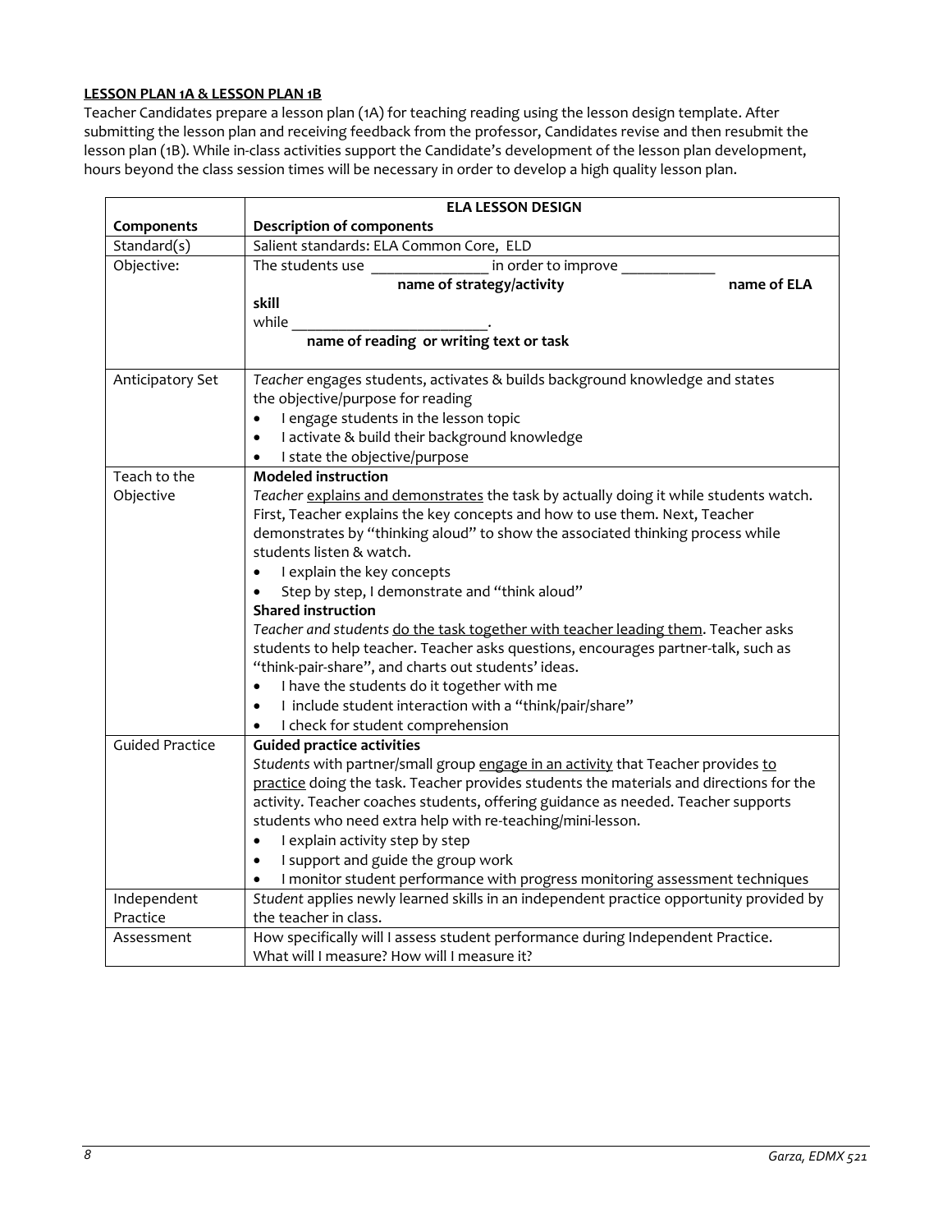**LESSON PLAN 1A & LESSON PLAN 1B**

Teacher Candidates prepare a lesson plan (1A) for teaching reading using the lesson design template. After submitting the lesson plan and receiving feedback from the professor, Candidates revise and then resubmit the lesson plan (1B). While in-class activities support the Candidate's development of the lesson plan development, hours beyond the class session times will be necessary in order to develop a high quality lesson plan.

| | **ELA LESSON DESIGN** |
|---|---|
| **Components** | **Description of components** |
| Standard(s) | Salient standards: ELA Common Core, ELD |
| Objective: | The students use ________________ in order to improve ____________ <br> **name of strategy/activity** **name of ELA skill** <br> while ___________________________. <br> **name of reading or writing text or task** |
| Anticipatory Set | *Teacher* engages students, activates & builds background knowledge and states the objective/purpose for reading <br> • I engage students in the lesson topic <br> • I activate & build their background knowledge <br> • I state the objective/purpose |
| Teach to the Objective | **Modeled instruction** <br> *Teacher* explains and demonstrates the task by actually doing it while students watch. First, Teacher explains the key concepts and how to use them. Next, Teacher demonstrates by "thinking aloud" to show the associated thinking process while students listen & watch. <br> • I explain the key concepts <br> • Step by step, I demonstrate and "think aloud" <br> **Shared instruction** <br> *Teacher and students* do the task together with teacher leading them. Teacher asks students to help teacher. Teacher asks questions, encourages partner-talk, such as "think-pair-share", and charts out students' ideas. <br> • I have the students do it together with me <br> • I include student interaction with a "think/pair/share" <br> • I check for student comprehension |
| Guided Practice | **Guided practice activities** <br> *Students* with partner/small group engage in an activity that Teacher provides to practice doing the task. Teacher provides students the materials and directions for the activity. Teacher coaches students, offering guidance as needed. Teacher supports students who need extra help with re-teaching/mini-lesson. <br> • I explain activity step by step <br> • I support and guide the group work <br> • I monitor student performance with progress monitoring assessment techniques |
| Independent Practice | *Student* applies newly learned skills in an independent practice opportunity provided by the teacher in class. |
| Assessment | How specifically will I assess student performance during Independent Practice. What will I measure? How will I measure it? |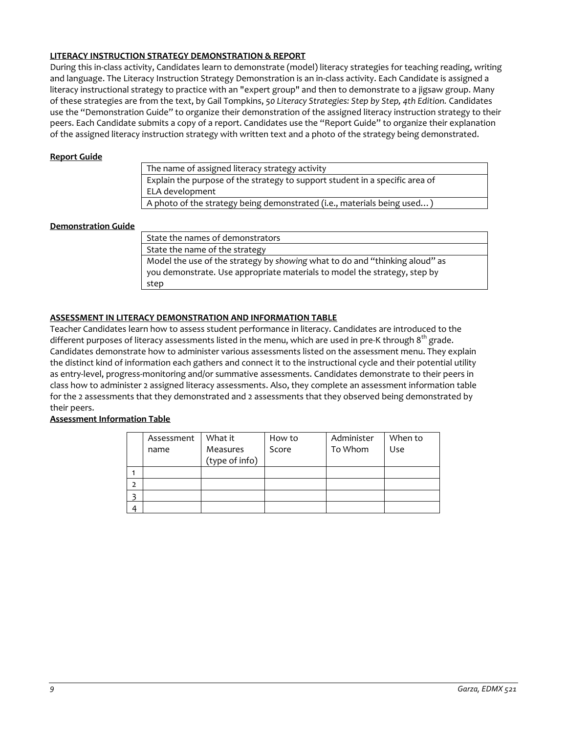**LITERACY INSTRUCTION STRATEGY DEMONSTRATION & REPORT**

During this in-class activity, Candidates learn to demonstrate (model) literacy strategies for teaching reading, writing and language. The Literacy Instruction Strategy Demonstration is an in-class activity. Each Candidate is assigned a literacy instructional strategy to practice with an "expert group" and then to demonstrate to a jigsaw group. Many of these strategies are from the text, by Gail Tompkins, *50 Literacy Strategies: Step by Step, 4th Edition.* Candidates use the "Demonstration Guide" to organize their demonstration of the assigned literacy instruction strategy to their peers. Each Candidate submits a copy of a report. Candidates use the "Report Guide" to organize their explanation of the assigned literacy instruction strategy with written text and a photo of the strategy being demonstrated.

**Report Guide**

| |
|---|
| The name of assigned literacy strategy activity |
| Explain the purpose of the strategy to support student in a specific area of ELA development |
| A photo of the strategy being demonstrated (i.e., materials being used…) |

**Demonstration Guide**

| |
|---|
| State the names of demonstrators |
| State the name of the strategy |
| Model the use of the strategy by *showing* what to do and "thinking aloud" as you demonstrate. Use appropriate materials to model the strategy, step by step |

**ASSESSMENT IN LITERACY DEMONSTRATION AND INFORMATION TABLE**

Teacher Candidates learn how to assess student performance in literacy. Candidates are introduced to the different purposes of literacy assessments listed in the menu, which are used in pre-K through 8th grade. Candidates demonstrate how to administer various assessments listed on the assessment menu. They explain the distinct kind of information each gathers and connect it to the instructional cycle and their potential utility as entry-level, progress-monitoring and/or summative assessments. Candidates demonstrate to their peers in class how to administer 2 assigned literacy assessments. Also, they complete an assessment information table for the 2 assessments that they demonstrated and 2 assessments that they observed being demonstrated by their peers.

**Assessment Information Table**

| | Assessment name | What it Measures (type of info) | How to Score | Administer To Whom | When to Use |
|---|---|---|---|---|---|
| 1 | | | | | |
| 2 | | | | | |
| 3 | | | | | |
| 4 | | | | | |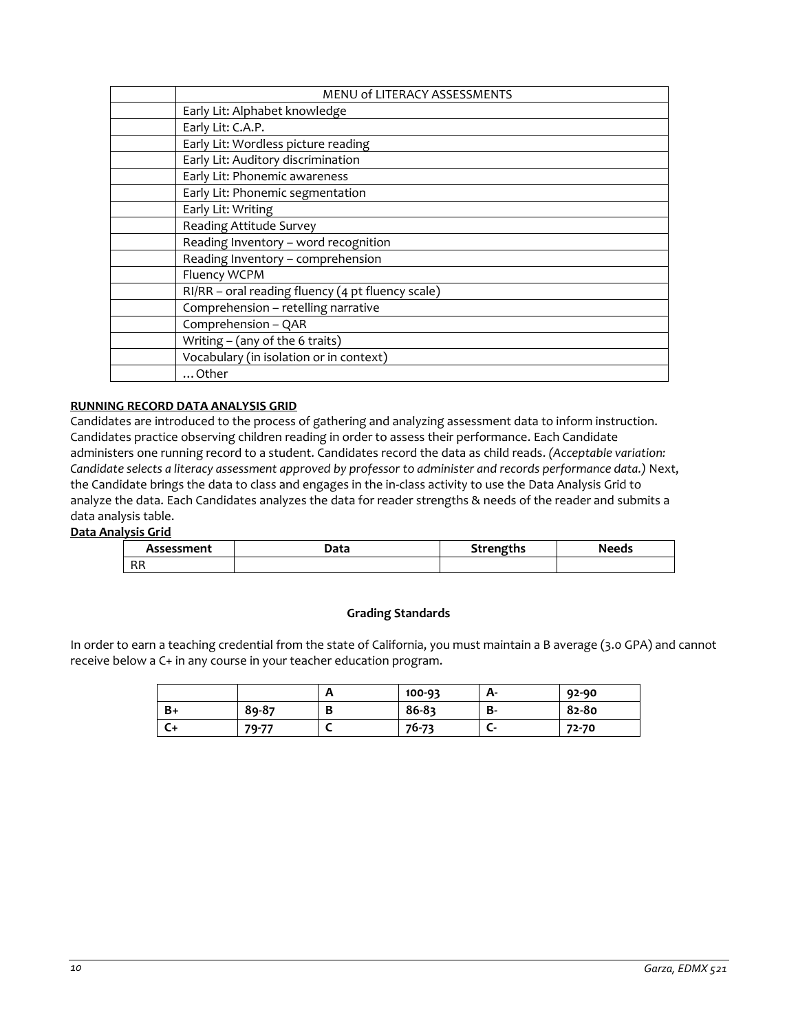| | MENU of LITERACY ASSESSMENTS |
|---|---|
| | Early Lit: Alphabet knowledge |
| | Early Lit: C.A.P. |
| | Early Lit: Wordless picture reading |
| | Early Lit: Auditory discrimination |
| | Early Lit: Phonemic awareness |
| | Early Lit: Phonemic segmentation |
| | Early Lit: Writing |
| | Reading Attitude Survey |
| | Reading Inventory – word recognition |
| | Reading Inventory – comprehension |
| | Fluency WCPM |
| | RI/RR – oral reading fluency (4 pt fluency scale) |
| | Comprehension – retelling narrative |
| | Comprehension – QAR |
| | Writing – (any of the 6 traits) |
| | Vocabulary (in isolation or in context) |
| | …Other |

**RUNNING RECORD DATA ANALYSIS GRID**

Candidates are introduced to the process of gathering and analyzing assessment data to inform instruction. Candidates practice observing children reading in order to assess their performance. Each Candidate administers one running record to a student. Candidates record the data as child reads. *(Acceptable variation: Candidate selects a literacy assessment approved by professor to administer and records performance data.)* Next, the Candidate brings the data to class and engages in the in-class activity to use the Data Analysis Grid to analyze the data. Each Candidates analyzes the data for reader strengths & needs of the reader and submits a data analysis table.

**Data Analysis Grid**

| Assessment | Data | Strengths | Needs |
|---|---|---|---|
| RR | | | |

**Grading Standards**

In order to earn a teaching credential from the state of California, you must maintain a B average (3.0 GPA) and cannot receive below a C+ in any course in your teacher education program.

| | | A | 100-93 | A- | 92-90 |
|---|---|---|---|---|---|
| B+ | 89-87 | B | 86-83 | B- | 82-80 |
| C+ | 79-77 | C | 76-73 | C- | 72-70 |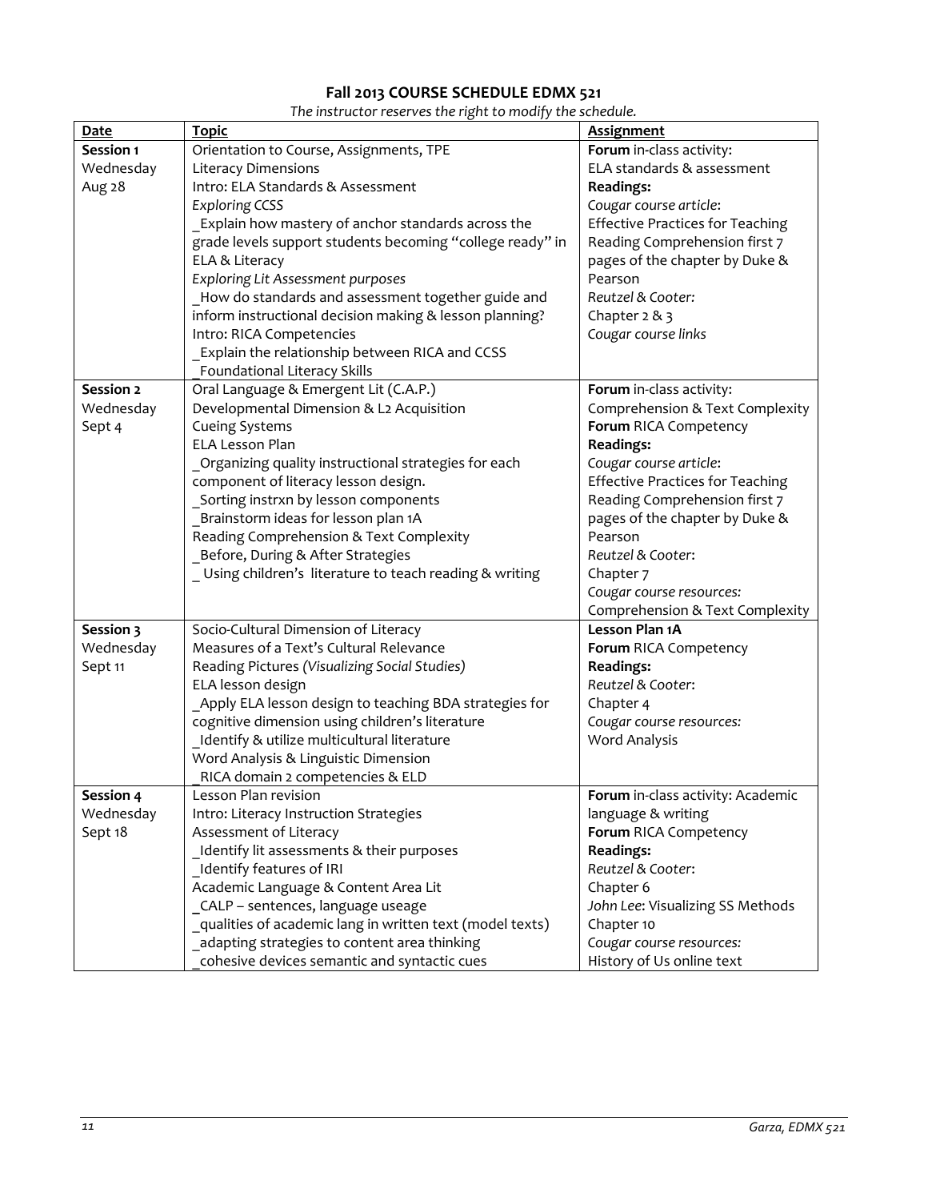# Fall 2013 COURSE SCHEDULE EDMX 521

*The instructor reserves the right to modify the schedule.*

| Date | Topic | Assignment |
|---|---|---|
| **Session 1** Wednesday Aug 28 | Orientation to Course, Assignments, TPE<br>Literacy Dimensions<br>Intro: ELA Standards & Assessment<br>*Exploring CCSS*<br>_Explain how mastery of anchor standards across the grade levels support students becoming "college ready" in ELA & Literacy<br>*Exploring Lit Assessment purposes*<br>_How do standards and assessment together guide and inform instructional decision making & lesson planning?<br>Intro: RICA Competencies<br>_Explain the relationship between RICA and CCSS<br>_Foundational Literacy Skills | **Forum** in-class activity: ELA standards & assessment<br>**Readings:**<br>*Cougar course article*: Effective Practices for Teaching Reading Comprehension first 7 pages of the chapter by Duke & Pearson<br>*Reutzel & Cooter:* Chapter 2 & 3<br>*Cougar course links* |
| **Session 2** Wednesday Sept 4 | Oral Language & Emergent Lit (C.A.P.)<br>Developmental Dimension & L2 Acquisition<br>Cueing Systems<br>ELA Lesson Plan<br>_Organizing quality instructional strategies for each component of literacy lesson design.<br>_Sorting instrxn by lesson components<br>_Brainstorm ideas for lesson plan 1A<br>Reading Comprehension & Text Complexity<br>_Before, During & After Strategies<br>_ Using children's literature to teach reading & writing | **Forum** in-class activity: Comprehension & Text Complexity<br>**Forum** RICA Competency<br>**Readings:**<br>*Cougar course article*: Effective Practices for Teaching Reading Comprehension first 7 pages of the chapter by Duke & Pearson<br>*Reutzel & Cooter*: Chapter 7<br>*Cougar course resources:* Comprehension & Text Complexity |
| **Session 3** Wednesday Sept 11 | Socio-Cultural Dimension of Literacy<br>Measures of a Text's Cultural Relevance<br>Reading Pictures *(Visualizing Social Studies)*<br>ELA lesson design<br>_Apply ELA lesson design to teaching BDA strategies for cognitive dimension using children's literature<br>_Identify & utilize multicultural literature<br>Word Analysis & Linguistic Dimension<br>_RICA domain 2 competencies & ELD | **Lesson Plan 1A**<br>**Forum** RICA Competency<br>**Readings:**<br>*Reutzel & Cooter*: Chapter 4<br>*Cougar course resources:* Word Analysis |
| **Session 4** Wednesday Sept 18 | Lesson Plan revision<br>Intro: Literacy Instruction Strategies<br>Assessment of Literacy<br>_Identify lit assessments & their purposes<br>_Identify features of IRI<br>Academic Language & Content Area Lit<br>_CALP – sentences, language useage<br>_qualities of academic lang in written text (model texts)<br>_adapting strategies to content area thinking<br>_cohesive devices semantic and syntactic cues | **Forum** in-class activity: Academic language & writing<br>**Forum** RICA Competency<br>**Readings:**<br>*Reutzel & Cooter*: Chapter 6<br>*John Lee*: Visualizing SS Methods Chapter 10<br>*Cougar course resources:* History of Us online text |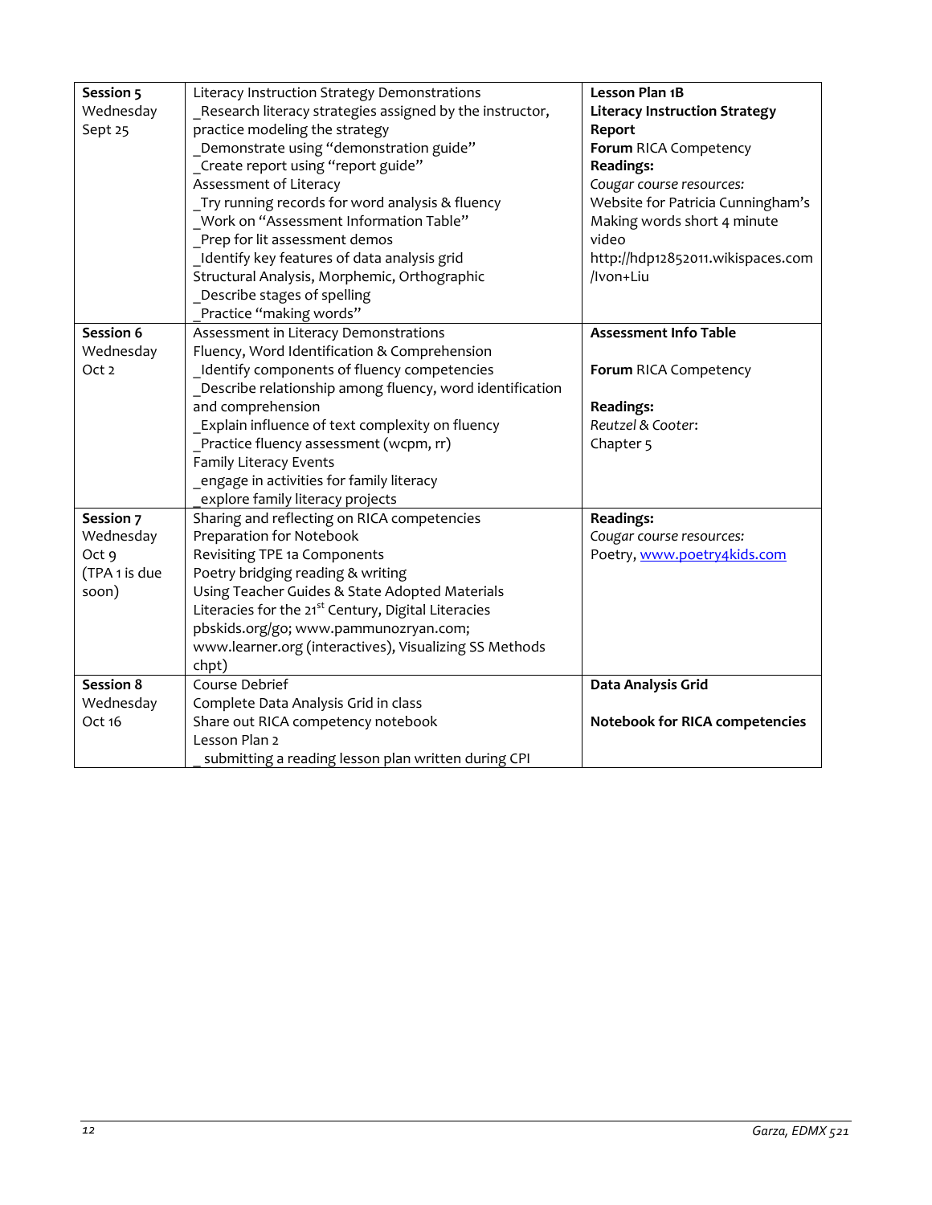| | | |
|---|---|---|
| **Session 5** Wednesday Sept 25 | Literacy Instruction Strategy Demonstrations<br>_Research literacy strategies assigned by the instructor, practice modeling the strategy<br>_Demonstrate using "demonstration guide"<br>_Create report using "report guide"<br>Assessment of Literacy<br>_Try running records for word analysis & fluency<br>_Work on "Assessment Information Table"<br>_Prep for lit assessment demos<br>_Identify key features of data analysis grid<br>Structural Analysis, Morphemic, Orthographic<br>_Describe stages of spelling<br>_Practice "making words" | **Lesson Plan 1B**<br>**Literacy Instruction Strategy Report**<br>**Forum** RICA Competency<br>**Readings:**<br>*Cougar course resources:*<br>Website for Patricia Cunningham's Making words short 4 minute video<br>http://hdp12852011.wikispaces.com/Ivon+Liu |
| **Session 6** Wednesday Oct 2 | Assessment in Literacy Demonstrations<br>Fluency, Word Identification & Comprehension<br>_Identify components of fluency competencies<br>_Describe relationship among fluency, word identification and comprehension<br>_Explain influence of text complexity on fluency<br>_Practice fluency assessment (wcpm, rr)<br>Family Literacy Events<br>_engage in activities for family literacy<br>_explore family literacy projects | **Assessment Info Table**<br><br>**Forum** RICA Competency<br><br>**Readings:**<br>*Reutzel & Cooter:*<br>Chapter 5 |
| **Session 7** Wednesday Oct 9 (TPA 1 is due soon) | Sharing and reflecting on RICA competencies<br>Preparation for Notebook<br>Revisiting TPE 1a Components<br>Poetry bridging reading & writing<br>Using Teacher Guides & State Adopted Materials<br>Literacies for the 21st Century, Digital Literacies<br>pbskids.org/go; www.pammunozryan.com; www.learner.org (interactives), Visualizing SS Methods chpt) | **Readings:**<br>*Cougar course resources:*<br>Poetry, www.poetry4kids.com |
| **Session 8** Wednesday Oct 16 | Course Debrief<br>Complete Data Analysis Grid in class<br>Share out RICA competency notebook<br>Lesson Plan 2<br>_ submitting a reading lesson plan written during CPI | **Data Analysis Grid**<br><br>**Notebook for RICA competencies** |